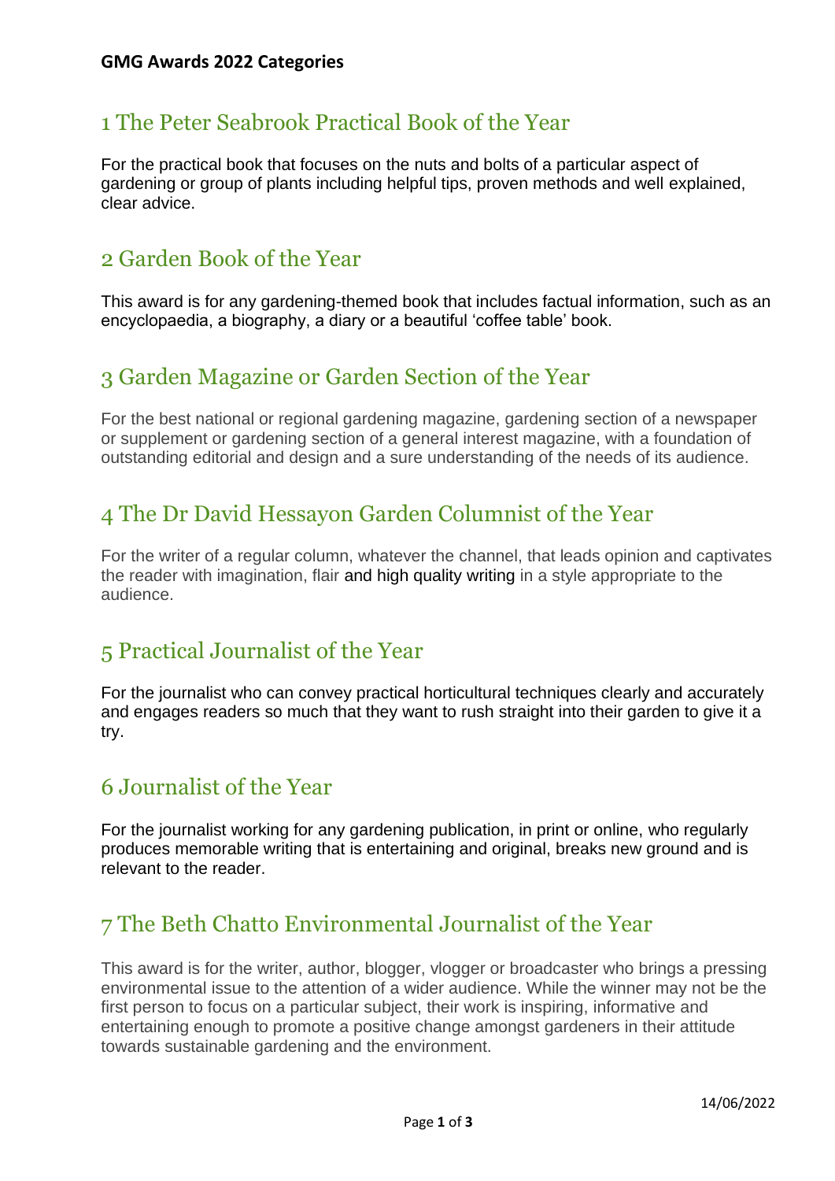# GMG Awards 2022 Categories

## 1 The Peter Seabrook Practical Book of the Year

For the practical book that focuses on the nuts and bolts of a particular aspect of gardening or group of plants including helpful tips, proven methods and well explained, clear advice.

## 2 Garden Book of the Year

This award is for any gardening-themed book that includes factual information, such as an encyclopaedia, a biography, a diary or a beautiful 'coffee table' book.

## 3 Garden Magazine or Garden Section of the Year

For the best national or regional gardening magazine, gardening section of a newspaper or supplement or gardening section of a general interest magazine, with a foundation of outstanding editorial and design and a sure understanding of the needs of its audience.

## 4 The Dr David Hessayon Garden Columnist of the Year

For the writer of a regular column, whatever the channel, that leads opinion and captivates the reader with imagination, flair and high quality writing in a style appropriate to the audience.

## 5 Practical Journalist of the Year

For the journalist who can convey practical horticultural techniques clearly and accurately and engages readers so much that they want to rush straight into their garden to give it a try.

## 6 Journalist of the Year

For the journalist working for any gardening publication, in print or online, who regularly produces memorable writing that is entertaining and original, breaks new ground and is relevant to the reader.

## 7 The Beth Chatto Environmental Journalist of the Year

This award is for the writer, author, blogger, vlogger or broadcaster who brings a pressing environmental issue to the attention of a wider audience. While the winner may not be the first person to focus on a particular subject, their work is inspiring, informative and entertaining enough to promote a positive change amongst gardeners in their attitude towards sustainable gardening and the environment.

14/06/2022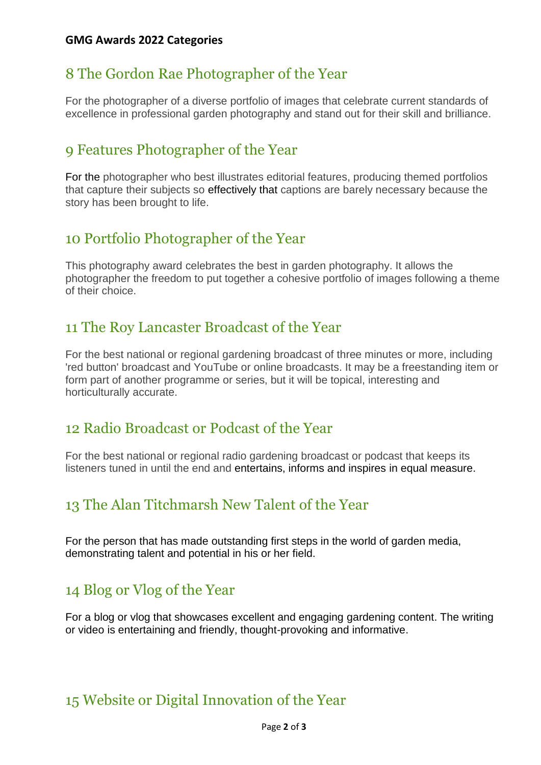**GMG Awards 2022 Categories**

## 8 The Gordon Rae Photographer of the Year

For the photographer of a diverse portfolio of images that celebrate current standards of excellence in professional garden photography and stand out for their skill and brilliance.

## 9 Features Photographer of the Year

For the photographer who best illustrates editorial features, producing themed portfolios that capture their subjects so effectively that captions are barely necessary because the story has been brought to life.

## 10 Portfolio Photographer of the Year

This photography award celebrates the best in garden photography. It allows the photographer the freedom to put together a cohesive portfolio of images following a theme of their choice.

## 11 The Roy Lancaster Broadcast of the Year

For the best national or regional gardening broadcast of three minutes or more, including 'red button' broadcast and YouTube or online broadcasts. It may be a freestanding item or form part of another programme or series, but it will be topical, interesting and horticulturally accurate.

## 12 Radio Broadcast or Podcast of the Year

For the best national or regional radio gardening broadcast or podcast that keeps its listeners tuned in until the end and entertains, informs and inspires in equal measure.

## 13 The Alan Titchmarsh New Talent of the Year

For the person that has made outstanding first steps in the world of garden media, demonstrating talent and potential in his or her field.

## 14 Blog or Vlog of the Year

For a blog or vlog that showcases excellent and engaging gardening content. The writing or video is entertaining and friendly, thought-provoking and informative.

## 15 Website or Digital Innovation of the Year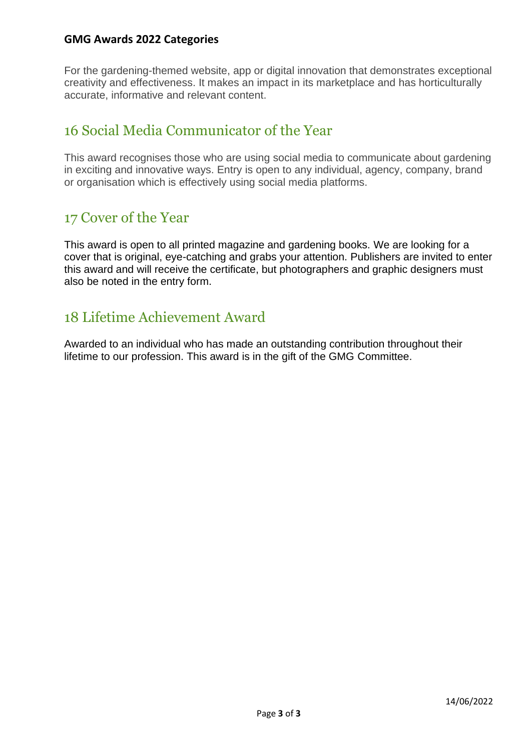For the gardening-themed website, app or digital innovation that demonstrates exceptional creativity and effectiveness. It makes an impact in its marketplace and has horticulturally accurate, informative and relevant content.

## 16 Social Media Communicator of the Year

This award recognises those who are using social media to communicate about gardening in exciting and innovative ways. Entry is open to any individual, agency, company, brand or organisation which is effectively using social media platforms.

## 17 Cover of the Year

This award is open to all printed magazine and gardening books. We are looking for a cover that is original, eye-catching and grabs your attention. Publishers are invited to enter this award and will receive the certificate, but photographers and graphic designers must also be noted in the entry form.

## 18 Lifetime Achievement Award

Awarded to an individual who has made an outstanding contribution throughout their lifetime to our profession. This award is in the gift of the GMG Committee.

14/06/2022